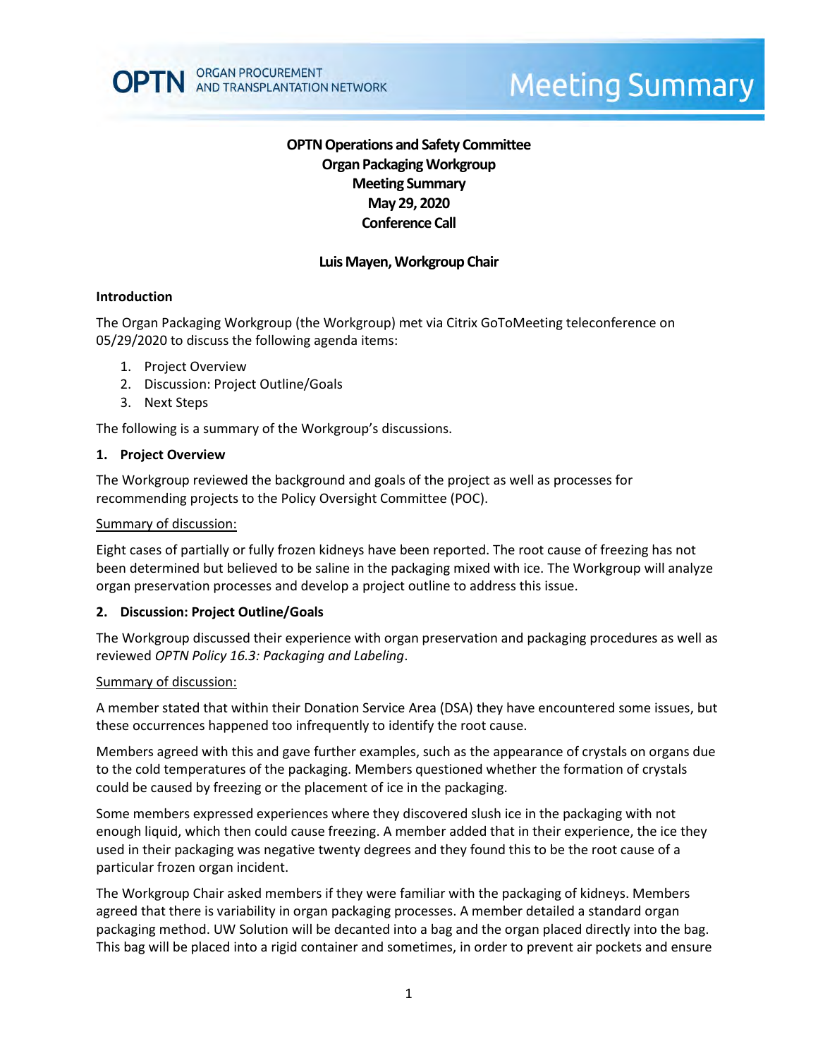# OPTN Operations and Safety Committee
# Organ Packaging Workgroup
# Meeting Summary
# May 29, 2020
# Conference Call

**Luis Mayen, Workgroup Chair**

## Introduction

The Organ Packaging Workgroup (the Workgroup) met via Citrix GoToMeeting teleconference on 05/29/2020 to discuss the following agenda items:

1. Project Overview
2. Discussion: Project Outline/Goals
3. Next Steps

The following is a summary of the Workgroup's discussions.

## 1. Project Overview

The Workgroup reviewed the background and goals of the project as well as processes for recommending projects to the Policy Oversight Committee (POC).

Summary of discussion:

Eight cases of partially or fully frozen kidneys have been reported. The root cause of freezing has not been determined but believed to be saline in the packaging mixed with ice. The Workgroup will analyze organ preservation processes and develop a project outline to address this issue.

## 2. Discussion: Project Outline/Goals

The Workgroup discussed their experience with organ preservation and packaging procedures as well as reviewed *OPTN Policy 16.3: Packaging and Labeling*.

Summary of discussion:

A member stated that within their Donation Service Area (DSA) they have encountered some issues, but these occurrences happened too infrequently to identify the root cause.

Members agreed with this and gave further examples, such as the appearance of crystals on organs due to the cold temperatures of the packaging. Members questioned whether the formation of crystals could be caused by freezing or the placement of ice in the packaging.

Some members expressed experiences where they discovered slush ice in the packaging with not enough liquid, which then could cause freezing. A member added that in their experience, the ice they used in their packaging was negative twenty degrees and they found this to be the root cause of a particular frozen organ incident.

The Workgroup Chair asked members if they were familiar with the packaging of kidneys. Members agreed that there is variability in organ packaging processes. A member detailed a standard organ packaging method. UW Solution will be decanted into a bag and the organ placed directly into the bag. This bag will be placed into a rigid container and sometimes, in order to prevent air pockets and ensure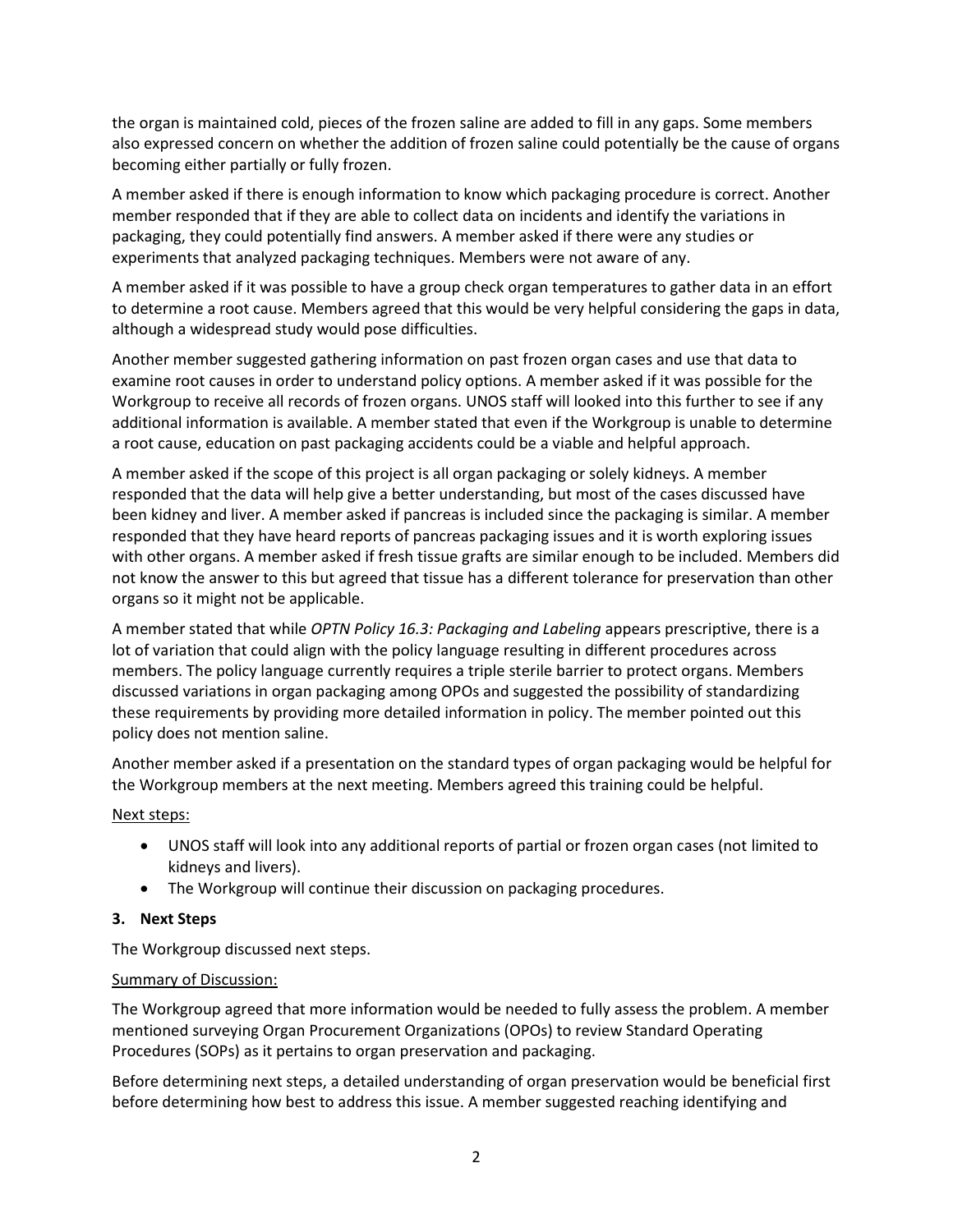the organ is maintained cold, pieces of the frozen saline are added to fill in any gaps. Some members also expressed concern on whether the addition of frozen saline could potentially be the cause of organs becoming either partially or fully frozen.

A member asked if there is enough information to know which packaging procedure is correct. Another member responded that if they are able to collect data on incidents and identify the variations in packaging, they could potentially find answers. A member asked if there were any studies or experiments that analyzed packaging techniques. Members were not aware of any.

A member asked if it was possible to have a group check organ temperatures to gather data in an effort to determine a root cause. Members agreed that this would be very helpful considering the gaps in data, although a widespread study would pose difficulties.

Another member suggested gathering information on past frozen organ cases and use that data to examine root causes in order to understand policy options. A member asked if it was possible for the Workgroup to receive all records of frozen organs. UNOS staff will looked into this further to see if any additional information is available. A member stated that even if the Workgroup is unable to determine a root cause, education on past packaging accidents could be a viable and helpful approach.

A member asked if the scope of this project is all organ packaging or solely kidneys. A member responded that the data will help give a better understanding, but most of the cases discussed have been kidney and liver. A member asked if pancreas is included since the packaging is similar. A member responded that they have heard reports of pancreas packaging issues and it is worth exploring issues with other organs. A member asked if fresh tissue grafts are similar enough to be included. Members did not know the answer to this but agreed that tissue has a different tolerance for preservation than other organs so it might not be applicable.

A member stated that while *OPTN Policy 16.3: Packaging and Labeling* appears prescriptive, there is a lot of variation that could align with the policy language resulting in different procedures across members. The policy language currently requires a triple sterile barrier to protect organs. Members discussed variations in organ packaging among OPOs and suggested the possibility of standardizing these requirements by providing more detailed information in policy. The member pointed out this policy does not mention saline.

Another member asked if a presentation on the standard types of organ packaging would be helpful for the Workgroup members at the next meeting. Members agreed this training could be helpful.

Next steps:

- UNOS staff will look into any additional reports of partial or frozen organ cases (not limited to kidneys and livers).
- The Workgroup will continue their discussion on packaging procedures.

### 3. Next Steps

The Workgroup discussed next steps.

Summary of Discussion:

The Workgroup agreed that more information would be needed to fully assess the problem. A member mentioned surveying Organ Procurement Organizations (OPOs) to review Standard Operating Procedures (SOPs) as it pertains to organ preservation and packaging.

Before determining next steps, a detailed understanding of organ preservation would be beneficial first before determining how best to address this issue. A member suggested reaching identifying and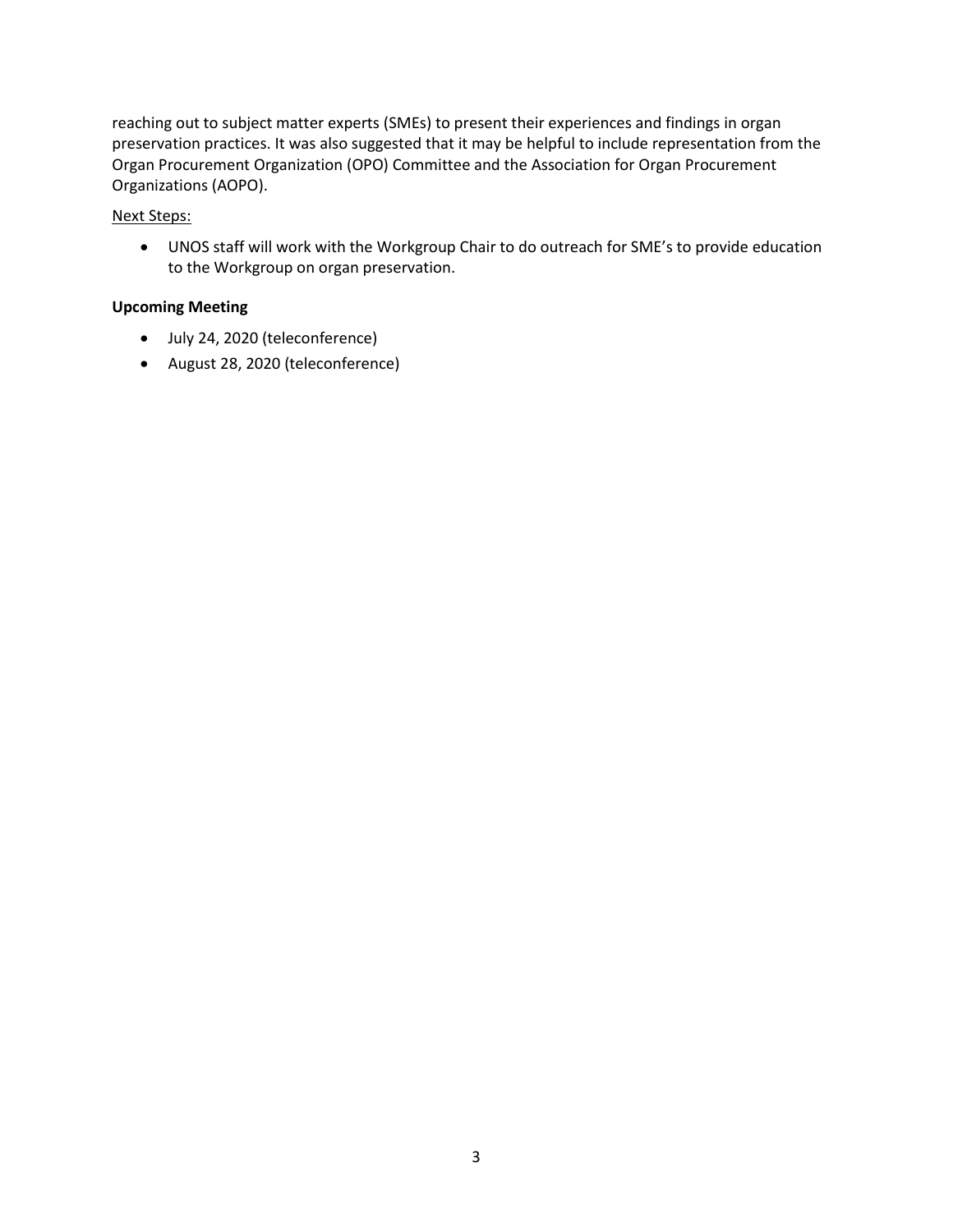reaching out to subject matter experts (SMEs) to present their experiences and findings in organ preservation practices. It was also suggested that it may be helpful to include representation from the Organ Procurement Organization (OPO) Committee and the Association for Organ Procurement Organizations (AOPO).

<u>Next Steps:</u>

- UNOS staff will work with the Workgroup Chair to do outreach for SME's to provide education to the Workgroup on organ preservation.

**Upcoming Meeting**

- July 24, 2020 (teleconference)
- August 28, 2020 (teleconference)